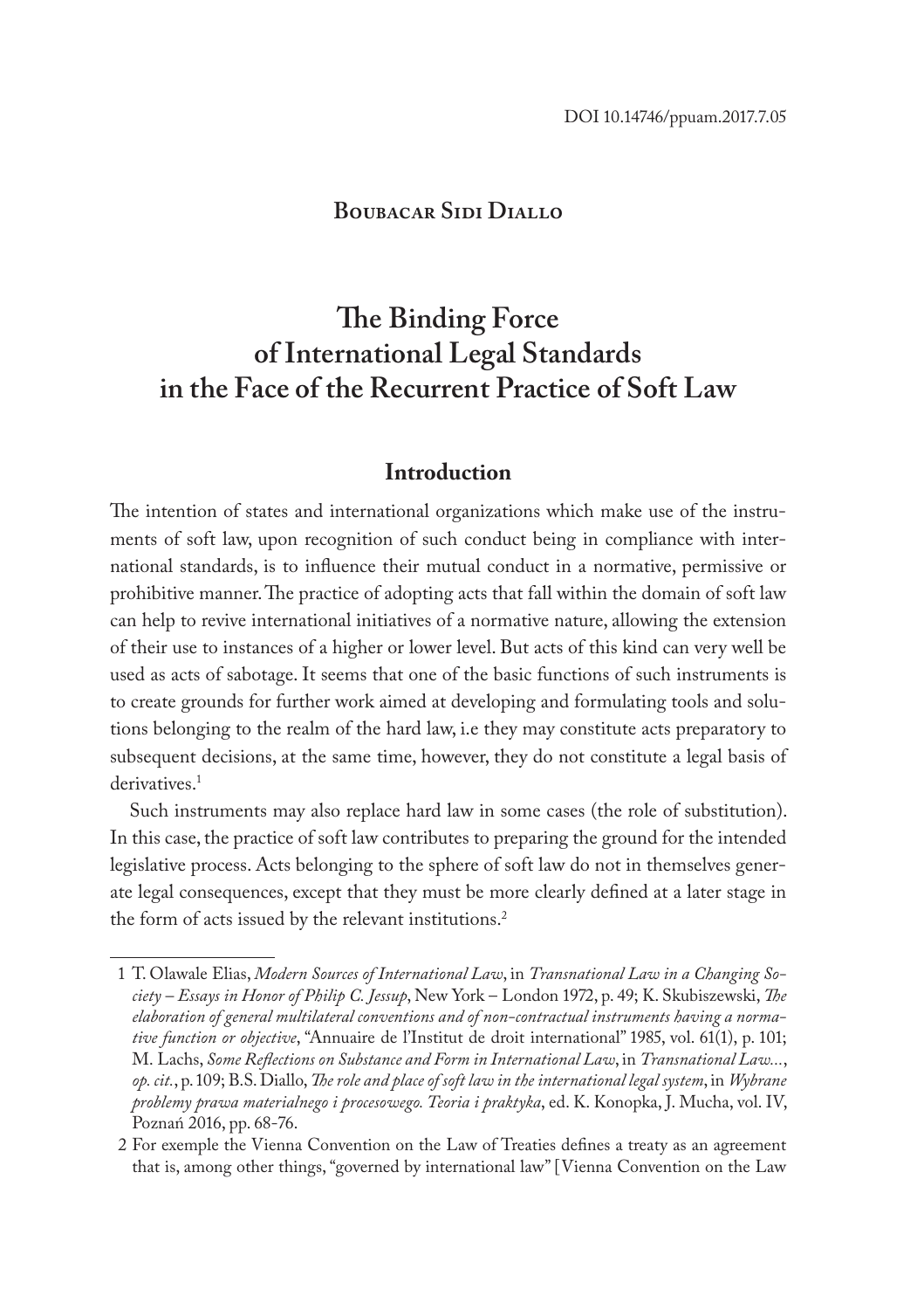DOI 10.14746/ppuam.2017.7.05

**Boubacar Sidi Diallo**

# The Binding Force of International Legal Standards in the Face of the Recurrent Practice of Soft Law

## Introduction

The intention of states and international organizations which make use of the instruments of soft law, upon recognition of such conduct being in compliance with international standards, is to influence their mutual conduct in a normative, permissive or prohibitive manner. The practice of adopting acts that fall within the domain of soft law can help to revive international initiatives of a normative nature, allowing the extension of their use to instances of a higher or lower level. But acts of this kind can very well be used as acts of sabotage. It seems that one of the basic functions of such instruments is to create grounds for further work aimed at developing and formulating tools and solutions belonging to the realm of the hard law, i.e they may constitute acts preparatory to subsequent decisions, at the same time, however, they do not constitute a legal basis of derivatives.[1]

Such instruments may also replace hard law in some cases (the role of substitution). In this case, the practice of soft law contributes to preparing the ground for the intended legislative process. Acts belonging to the sphere of soft law do not in themselves generate legal consequences, except that they must be more clearly defined at a later stage in the form of acts issued by the relevant institutions.[2]

---

1 T. Olawale Elias, *Modern Sources of International Law*, in *Transnational Law in a Changing Society – Essays in Honor of Philip C. Jessup*, New York – London 1972, p. 49; K. Skubiszewski, *The elaboration of general multilateral conventions and of non-contractual instruments having a normative function or objective*, "Annuaire de l'Institut de droit international" 1985, vol. 61(1), p. 101; M. Lachs, *Some Reflections on Substance and Form in International Law*, in *Transnational Law…*, *op. cit.*, p. 109; B.S. Diallo, *The role and place of soft law in the international legal system*, in *Wybrane problemy prawa materialnego i procesowego. Teoria i praktyka*, ed. K. Konopka, J. Mucha, vol. IV, Poznań 2016, pp. 68-76.

2 For exemple the Vienna Convention on the Law of Treaties defines a treaty as an agreement that is, among other things, "governed by international law" [Vienna Convention on the Law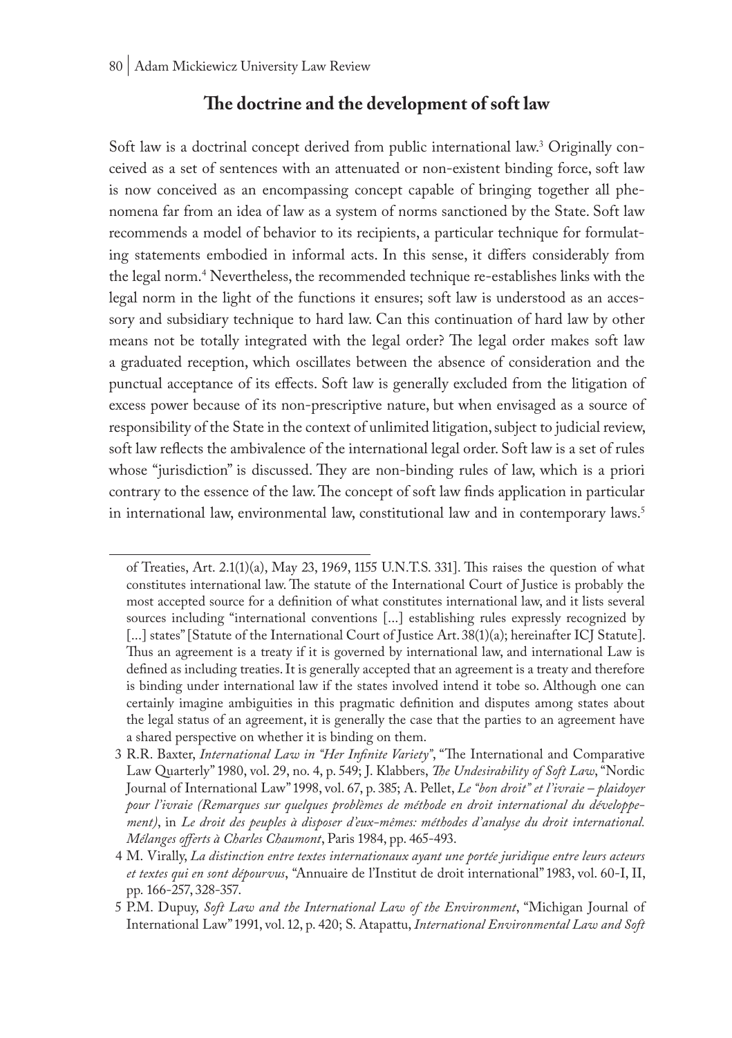## The doctrine and the development of soft law

Soft law is a doctrinal concept derived from public international law.[3] Originally conceived as a set of sentences with an attenuated or non-existent binding force, soft law is now conceived as an encompassing concept capable of bringing together all phenomena far from an idea of law as a system of norms sanctioned by the State. Soft law recommends a model of behavior to its recipients, a particular technique for formulating statements embodied in informal acts. In this sense, it differs considerably from the legal norm.[4] Nevertheless, the recommended technique re-establishes links with the legal norm in the light of the functions it ensures; soft law is understood as an accessory and subsidiary technique to hard law. Can this continuation of hard law by other means not be totally integrated with the legal order? The legal order makes soft law a graduated reception, which oscillates between the absence of consideration and the punctual acceptance of its effects. Soft law is generally excluded from the litigation of excess power because of its non-prescriptive nature, but when envisaged as a source of responsibility of the State in the context of unlimited litigation, subject to judicial review, soft law reflects the ambivalence of the international legal order. Soft law is a set of rules whose "jurisdiction" is discussed. They are non-binding rules of law, which is a priori contrary to the essence of the law. The concept of soft law finds application in particular in international law, environmental law, constitutional law and in contemporary laws.[5]

---

of Treaties, Art. 2.1(1)(a), May 23, 1969, 1155 U.N.T.S. 331]. This raises the question of what constitutes international law. The statute of the International Court of Justice is probably the most accepted source for a definition of what constitutes international law, and it lists several sources including "international conventions [...] establishing rules expressly recognized by [...] states" [Statute of the International Court of Justice Art. 38(1)(a); hereinafter ICJ Statute]. Thus an agreement is a treaty if it is governed by international law, and international Law is defined as including treaties. It is generally accepted that an agreement is a treaty and therefore is binding under international law if the states involved intend it tobe so. Although one can certainly imagine ambiguities in this pragmatic definition and disputes among states about the legal status of an agreement, it is generally the case that the parties to an agreement have a shared perspective on whether it is binding on them.

3 R.R. Baxter, *International Law in "Her Infinite Variety"*, "The International and Comparative Law Quarterly" 1980, vol. 29, no. 4, p. 549; J. Klabbers, *The Undesirability of Soft Law*, "Nordic Journal of International Law" 1998, vol. 67, p. 385; A. Pellet, *Le "bon droit" et l'ivraie – plaidoyer pour l'ivraie (Remarques sur quelques problèmes de méthode en droit international du développement)*, in *Le droit des peuples à disposer d'eux-mêmes: méthodes d'analyse du droit international. Mélanges offerts à Charles Chaumont*, Paris 1984, pp. 465-493.

4 M. Virally, *La distinction entre textes internationaux ayant une portée juridique entre leurs acteurs et textes qui en sont dépourvus*, "Annuaire de l'Institut de droit international" 1983, vol. 60-I, II, pp. 166-257, 328-357.

5 P.M. Dupuy, *Soft Law and the International Law of the Environment*, "Michigan Journal of International Law" 1991, vol. 12, p. 420; S. Atapattu, *International Environmental Law and Soft*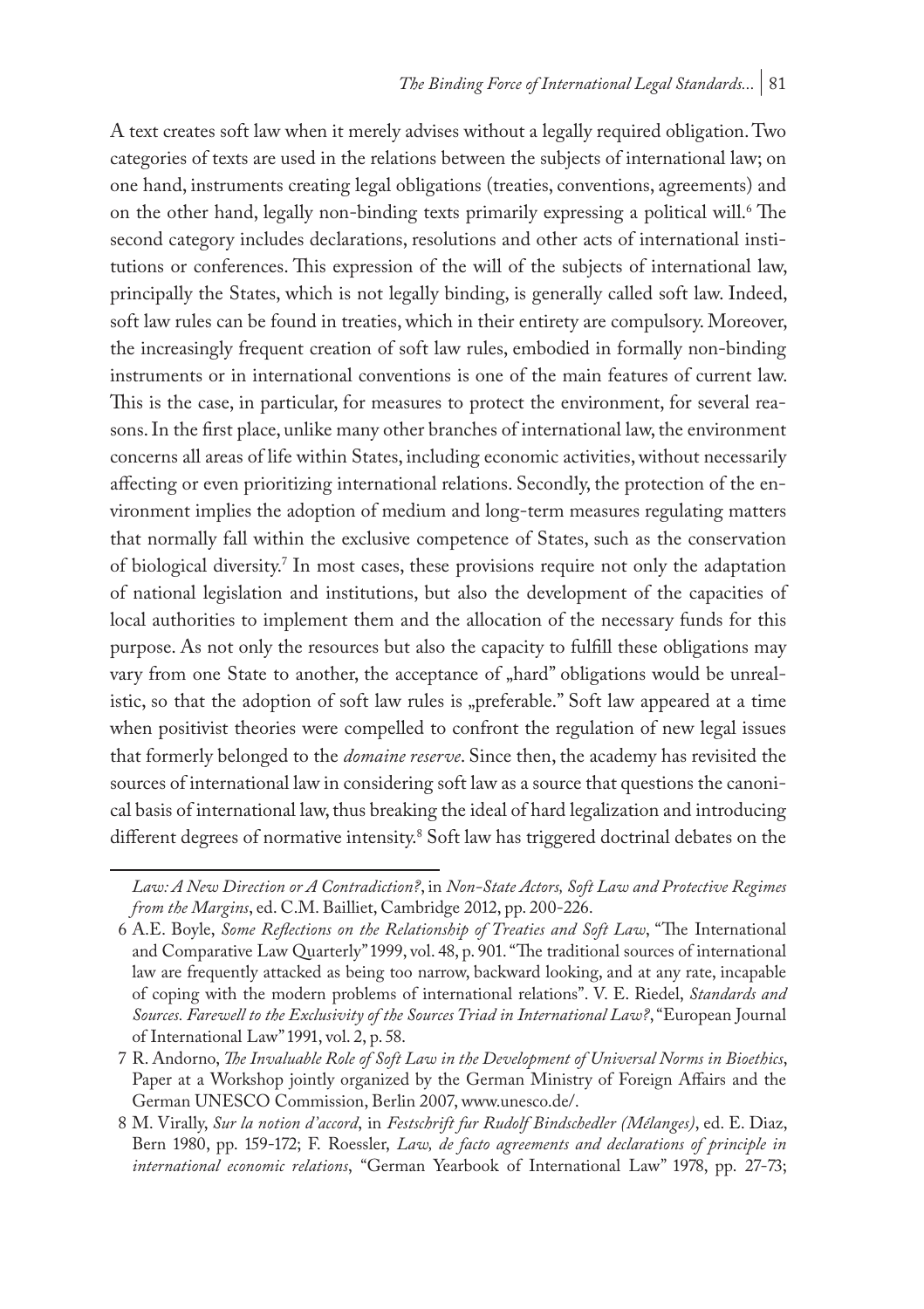A text creates soft law when it merely advises without a legally required obligation. Two categories of texts are used in the relations between the subjects of international law; on one hand, instruments creating legal obligations (treaties, conventions, agreements) and on the other hand, legally non-binding texts primarily expressing a political will.[6] The second category includes declarations, resolutions and other acts of international institutions or conferences. This expression of the will of the subjects of international law, principally the States, which is not legally binding, is generally called soft law. Indeed, soft law rules can be found in treaties, which in their entirety are compulsory. Moreover, the increasingly frequent creation of soft law rules, embodied in formally non-binding instruments or in international conventions is one of the main features of current law. This is the case, in particular, for measures to protect the environment, for several reasons. In the first place, unlike many other branches of international law, the environment concerns all areas of life within States, including economic activities, without necessarily affecting or even prioritizing international relations. Secondly, the protection of the environment implies the adoption of medium and long-term measures regulating matters that normally fall within the exclusive competence of States, such as the conservation of biological diversity.[7] In most cases, these provisions require not only the adaptation of national legislation and institutions, but also the development of the capacities of local authorities to implement them and the allocation of the necessary funds for this purpose. As not only the resources but also the capacity to fulfill these obligations may vary from one State to another, the acceptance of „hard" obligations would be unrealistic, so that the adoption of soft law rules is „preferable." Soft law appeared at a time when positivist theories were compelled to confront the regulation of new legal issues that formerly belonged to the *domaine reserve*. Since then, the academy has revisited the sources of international law in considering soft law as a source that questions the canonical basis of international law, thus breaking the ideal of hard legalization and introducing different degrees of normative intensity.[8] Soft law has triggered doctrinal debates on the

---

*Law: A New Direction or A Contradiction?*, in *Non-State Actors, Soft Law and Protective Regimes from the Margins*, ed. C.M. Bailliet, Cambridge 2012, pp. 200-226.

6 A.E. Boyle, *Some Reflections on the Relationship of Treaties and Soft Law*, "The International and Comparative Law Quarterly" 1999, vol. 48, p. 901. "The traditional sources of international law are frequently attacked as being too narrow, backward looking, and at any rate, incapable of coping with the modern problems of international relations". V. E. Riedel, *Standards and Sources. Farewell to the Exclusivity of the Sources Triad in International Law?*, "European Journal of International Law" 1991, vol. 2, p. 58.

7 R. Andorno, *The Invaluable Role of Soft Law in the Development of Universal Norms in Bioethics*, Paper at a Workshop jointly organized by the German Ministry of Foreign Affairs and the German UNESCO Commission, Berlin 2007, www.unesco.de/.

8 M. Virally, *Sur la notion d'accord*, in *Festschrift fur Rudolf Bindschedler (Mélanges)*, ed. E. Diaz, Bern 1980, pp. 159-172; F. Roessler, *Law, de facto agreements and declarations of principle in international economic relations*, "German Yearbook of International Law" 1978, pp. 27-73;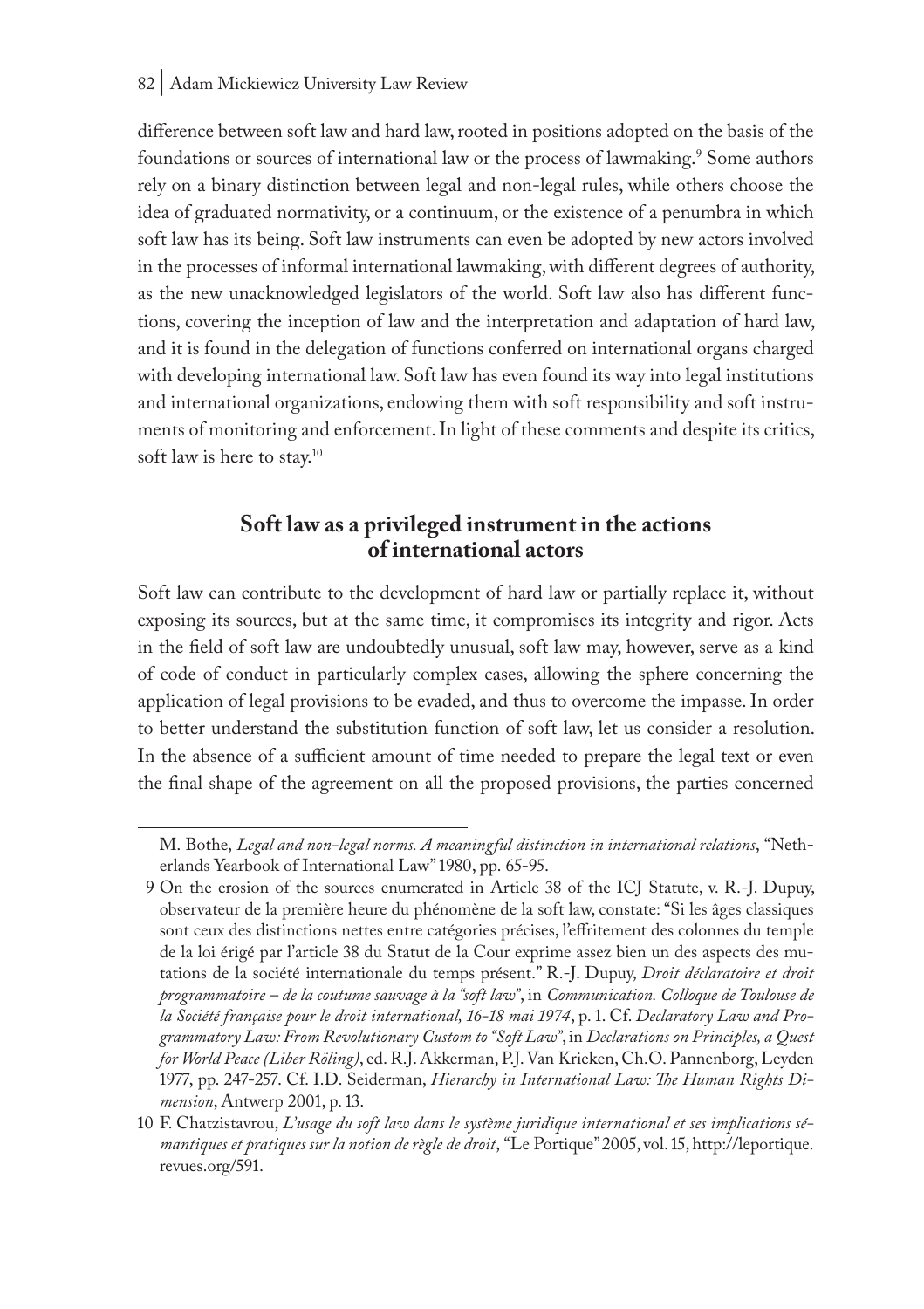difference between soft law and hard law, rooted in positions adopted on the basis of the foundations or sources of international law or the process of lawmaking.[9] Some authors rely on a binary distinction between legal and non-legal rules, while others choose the idea of graduated normativity, or a continuum, or the existence of a penumbra in which soft law has its being. Soft law instruments can even be adopted by new actors involved in the processes of informal international lawmaking, with different degrees of authority, as the new unacknowledged legislators of the world. Soft law also has different functions, covering the inception of law and the interpretation and adaptation of hard law, and it is found in the delegation of functions conferred on international organs charged with developing international law. Soft law has even found its way into legal institutions and international organizations, endowing them with soft responsibility and soft instruments of monitoring and enforcement. In light of these comments and despite its critics, soft law is here to stay.[10]

## Soft law as a privileged instrument in the actions of international actors

Soft law can contribute to the development of hard law or partially replace it, without exposing its sources, but at the same time, it compromises its integrity and rigor. Acts in the field of soft law are undoubtedly unusual, soft law may, however, serve as a kind of code of conduct in particularly complex cases, allowing the sphere concerning the application of legal provisions to be evaded, and thus to overcome the impasse. In order to better understand the substitution function of soft law, let us consider a resolution. In the absence of a sufficient amount of time needed to prepare the legal text or even the final shape of the agreement on all the proposed provisions, the parties concerned

---

M. Bothe, *Legal and non-legal norms. A meaningful distinction in international relations*, "Netherlands Yearbook of International Law" 1980, pp. 65-95.

9 On the erosion of the sources enumerated in Article 38 of the ICJ Statute, v. R.-J. Dupuy, observateur de la première heure du phénomène de la soft law, constate: "Si les âges classiques sont ceux des distinctions nettes entre catégories précises, l'effritement des colonnes du temple de la loi érigé par l'article 38 du Statut de la Cour exprime assez bien un des aspects des mutations de la société internationale du temps présent." R.-J. Dupuy, *Droit déclaratoire et droit programmatoire – de la coutume sauvage à la "soft law"*, in *Communication. Colloque de Toulouse de la Société française pour le droit international, 16-18 mai 1974*, p. 1. Cf. *Declaratory Law and Programmatory Law: From Revolutionary Custom to "Soft Law"*, in *Declarations on Principles, a Quest for World Peace (Liber Röling)*, ed. R.J. Akkerman, P.J. Van Krieken, Ch.O. Pannenborg, Leyden 1977, pp. 247-257. Cf. I.D. Seiderman, *Hierarchy in International Law: The Human Rights Dimension*, Antwerp 2001, p. 13.

10 F. Chatzistavrou, *L'usage du soft law dans le système juridique international et ses implications sémantiques et pratiques sur la notion de règle de droit*, "Le Portique" 2005, vol. 15, http://leportique.revues.org/591.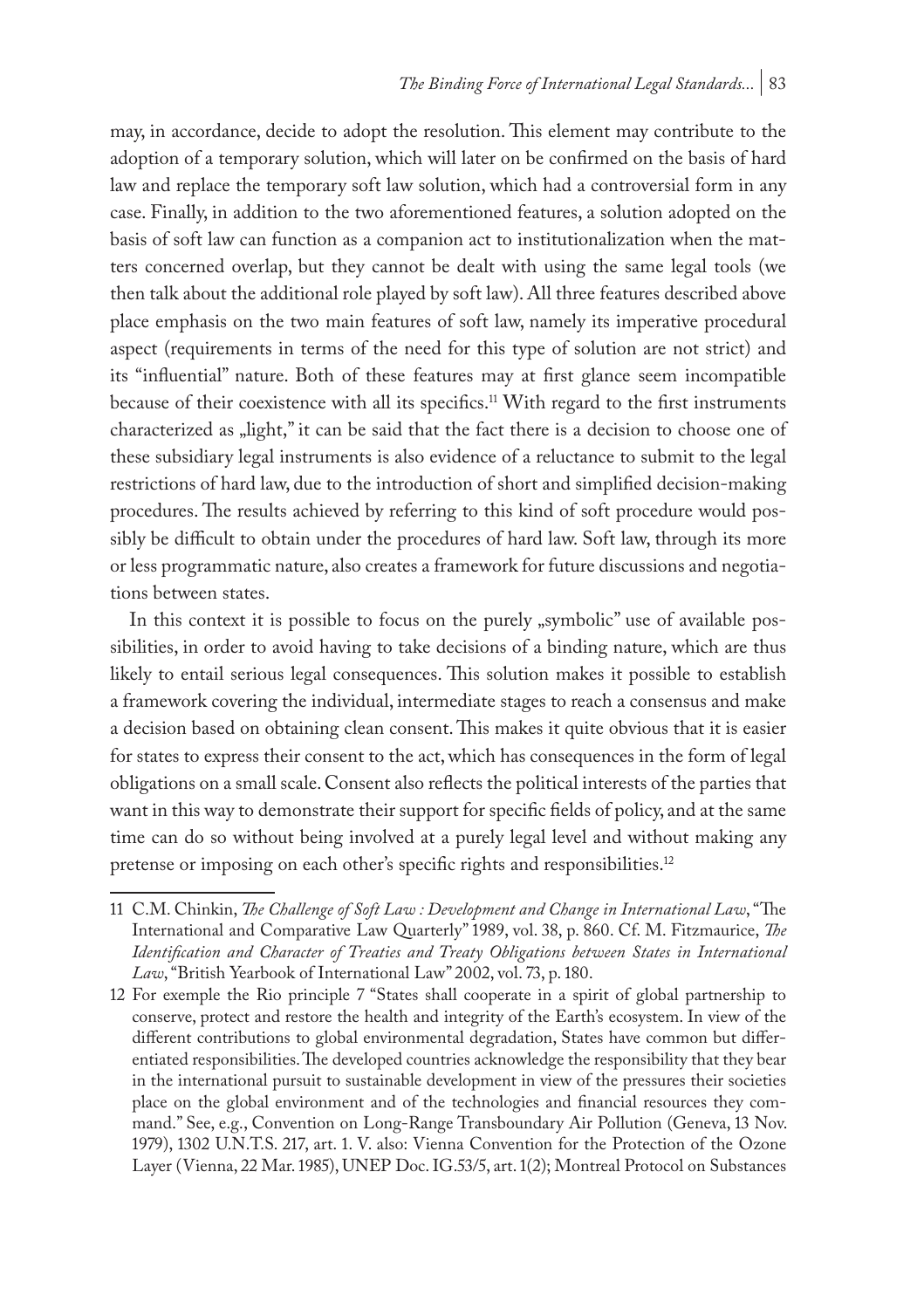may, in accordance, decide to adopt the resolution. This element may contribute to the adoption of a temporary solution, which will later on be confirmed on the basis of hard law and replace the temporary soft law solution, which had a controversial form in any case. Finally, in addition to the two aforementioned features, a solution adopted on the basis of soft law can function as a companion act to institutionalization when the matters concerned overlap, but they cannot be dealt with using the same legal tools (we then talk about the additional role played by soft law). All three features described above place emphasis on the two main features of soft law, namely its imperative procedural aspect (requirements in terms of the need for this type of solution are not strict) and its "influential" nature. Both of these features may at first glance seem incompatible because of their coexistence with all its specifics.[11] With regard to the first instruments characterized as „light," it can be said that the fact there is a decision to choose one of these subsidiary legal instruments is also evidence of a reluctance to submit to the legal restrictions of hard law, due to the introduction of short and simplified decision-making procedures. The results achieved by referring to this kind of soft procedure would possibly be difficult to obtain under the procedures of hard law. Soft law, through its more or less programmatic nature, also creates a framework for future discussions and negotiations between states.

In this context it is possible to focus on the purely „symbolic" use of available possibilities, in order to avoid having to take decisions of a binding nature, which are thus likely to entail serious legal consequences. This solution makes it possible to establish a framework covering the individual, intermediate stages to reach a consensus and make a decision based on obtaining clean consent. This makes it quite obvious that it is easier for states to express their consent to the act, which has consequences in the form of legal obligations on a small scale. Consent also reflects the political interests of the parties that want in this way to demonstrate their support for specific fields of policy, and at the same time can do so without being involved at a purely legal level and without making any pretense or imposing on each other's specific rights and responsibilities.[12]

---

11 C.M. Chinkin, *The Challenge of Soft Law : Development and Change in International Law*, "The International and Comparative Law Quarterly" 1989, vol. 38, p. 860. Cf. M. Fitzmaurice, *The Identification and Character of Treaties and Treaty Obligations between States in International Law*, "British Yearbook of International Law" 2002, vol. 73, p. 180.

12 For exemple the Rio principle 7 "States shall cooperate in a spirit of global partnership to conserve, protect and restore the health and integrity of the Earth's ecosystem. In view of the different contributions to global environmental degradation, States have common but differentiated responsibilities. The developed countries acknowledge the responsibility that they bear in the international pursuit to sustainable development in view of the pressures their societies place on the global environment and of the technologies and financial resources they command." See, e.g., Convention on Long-Range Transboundary Air Pollution (Geneva, 13 Nov. 1979), 1302 U.N.T.S. 217, art. 1. V. also: Vienna Convention for the Protection of the Ozone Layer (Vienna, 22 Mar. 1985), UNEP Doc. IG.53/5, art. 1(2); Montreal Protocol on Substances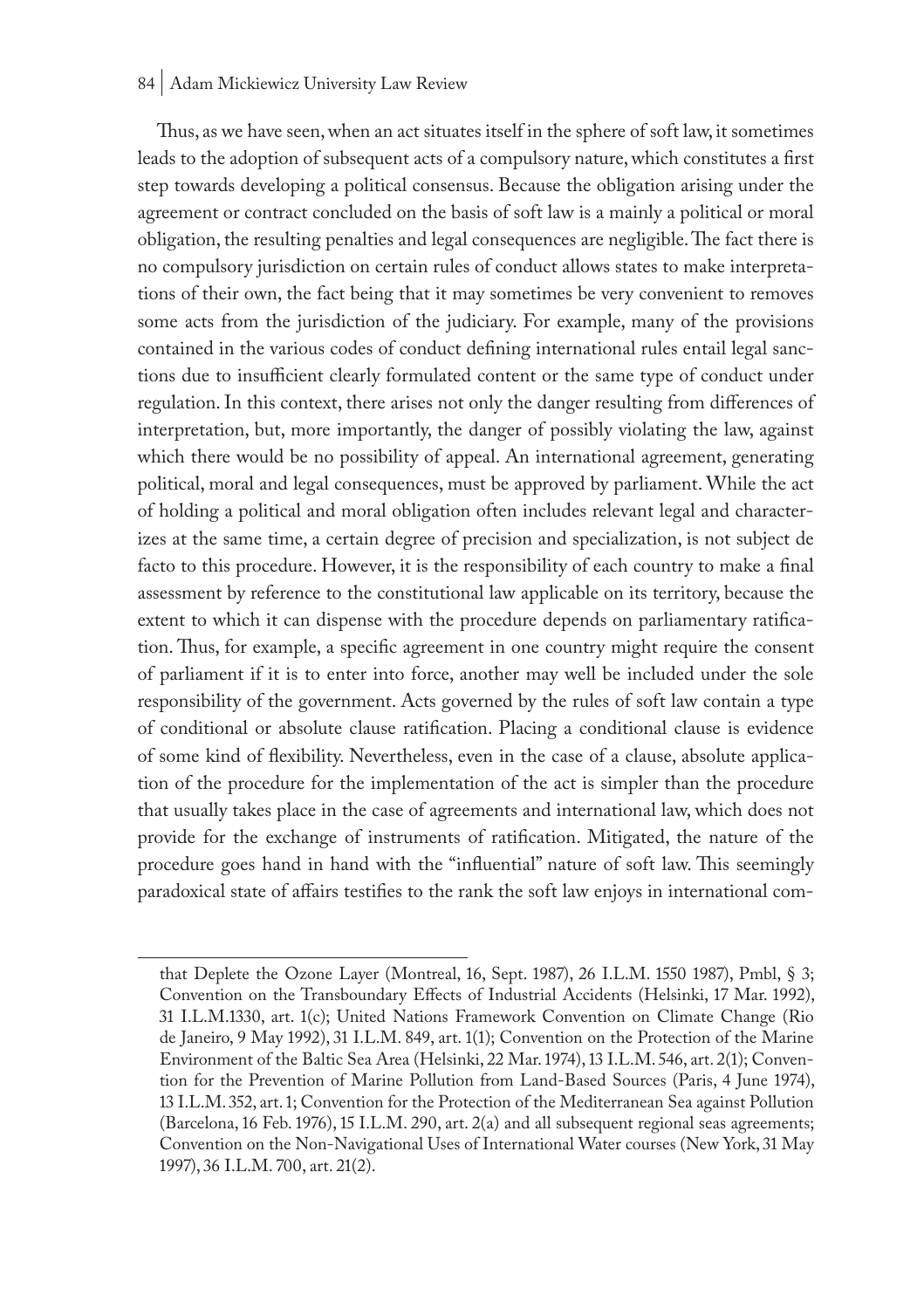Thus, as we have seen, when an act situates itself in the sphere of soft law, it sometimes leads to the adoption of subsequent acts of a compulsory nature, which constitutes a first step towards developing a political consensus. Because the obligation arising under the agreement or contract concluded on the basis of soft law is a mainly a political or moral obligation, the resulting penalties and legal consequences are negligible. The fact there is no compulsory jurisdiction on certain rules of conduct allows states to make interpretations of their own, the fact being that it may sometimes be very convenient to removes some acts from the jurisdiction of the judiciary. For example, many of the provisions contained in the various codes of conduct defining international rules entail legal sanctions due to insufficient clearly formulated content or the same type of conduct under regulation. In this context, there arises not only the danger resulting from differences of interpretation, but, more importantly, the danger of possibly violating the law, against which there would be no possibility of appeal. An international agreement, generating political, moral and legal consequences, must be approved by parliament. While the act of holding a political and moral obligation often includes relevant legal and characterizes at the same time, a certain degree of precision and specialization, is not subject de facto to this procedure. However, it is the responsibility of each country to make a final assessment by reference to the constitutional law applicable on its territory, because the extent to which it can dispense with the procedure depends on parliamentary ratification. Thus, for example, a specific agreement in one country might require the consent of parliament if it is to enter into force, another may well be included under the sole responsibility of the government. Acts governed by the rules of soft law contain a type of conditional or absolute clause ratification. Placing a conditional clause is evidence of some kind of flexibility. Nevertheless, even in the case of a clause, absolute application of the procedure for the implementation of the act is simpler than the procedure that usually takes place in the case of agreements and international law, which does not provide for the exchange of instruments of ratification. Mitigated, the nature of the procedure goes hand in hand with the "influential" nature of soft law. This seemingly paradoxical state of affairs testifies to the rank the soft law enjoys in international com-

---

that Deplete the Ozone Layer (Montreal, 16, Sept. 1987), 26 I.L.M. 1550 1987), Pmbl, § 3; Convention on the Transboundary Effects of Industrial Accidents (Helsinki, 17 Mar. 1992), 31 I.L.M.1330, art. 1(c); United Nations Framework Convention on Climate Change (Rio de Janeiro, 9 May 1992), 31 I.L.M. 849, art. 1(1); Convention on the Protection of the Marine Environment of the Baltic Sea Area (Helsinki, 22 Mar. 1974), 13 I.L.M. 546, art. 2(1); Convention for the Prevention of Marine Pollution from Land-Based Sources (Paris, 4 June 1974), 13 I.L.M. 352, art. 1; Convention for the Protection of the Mediterranean Sea against Pollution (Barcelona, 16 Feb. 1976), 15 I.L.M. 290, art. 2(a) and all subsequent regional seas agreements; Convention on the Non-Navigational Uses of International Water courses (New York, 31 May 1997), 36 I.L.M. 700, art. 21(2).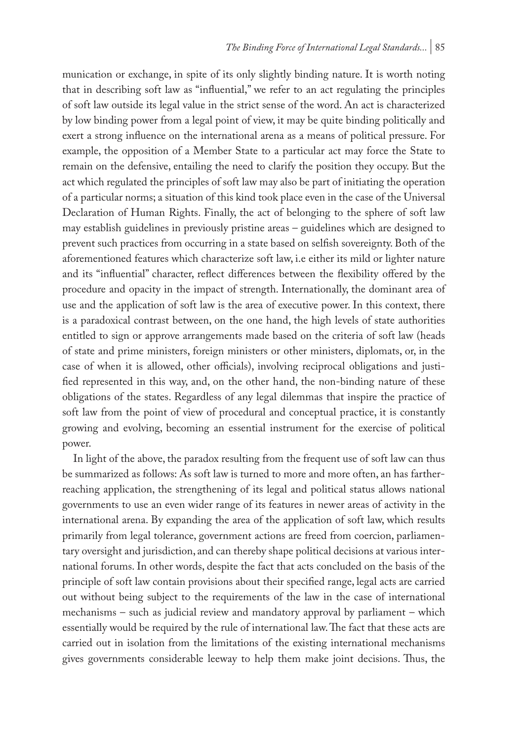munication or exchange, in spite of its only slightly binding nature. It is worth noting that in describing soft law as "influential," we refer to an act regulating the principles of soft law outside its legal value in the strict sense of the word. An act is characterized by low binding power from a legal point of view, it may be quite binding politically and exert a strong influence on the international arena as a means of political pressure. For example, the opposition of a Member State to a particular act may force the State to remain on the defensive, entailing the need to clarify the position they occupy. But the act which regulated the principles of soft law may also be part of initiating the operation of a particular norms; a situation of this kind took place even in the case of the Universal Declaration of Human Rights. Finally, the act of belonging to the sphere of soft law may establish guidelines in previously pristine areas – guidelines which are designed to prevent such practices from occurring in a state based on selfish sovereignty. Both of the aforementioned features which characterize soft law, i.e either its mild or lighter nature and its "influential" character, reflect differences between the flexibility offered by the procedure and opacity in the impact of strength. Internationally, the dominant area of use and the application of soft law is the area of executive power. In this context, there is a paradoxical contrast between, on the one hand, the high levels of state authorities entitled to sign or approve arrangements made based on the criteria of soft law (heads of state and prime ministers, foreign ministers or other ministers, diplomats, or, in the case of when it is allowed, other officials), involving reciprocal obligations and justified represented in this way, and, on the other hand, the non-binding nature of these obligations of the states. Regardless of any legal dilemmas that inspire the practice of soft law from the point of view of procedural and conceptual practice, it is constantly growing and evolving, becoming an essential instrument for the exercise of political power.

In light of the above, the paradox resulting from the frequent use of soft law can thus be summarized as follows: As soft law is turned to more and more often, an has farther-reaching application, the strengthening of its legal and political status allows national governments to use an even wider range of its features in newer areas of activity in the international arena. By expanding the area of the application of soft law, which results primarily from legal tolerance, government actions are freed from coercion, parliamentary oversight and jurisdiction, and can thereby shape political decisions at various international forums. In other words, despite the fact that acts concluded on the basis of the principle of soft law contain provisions about their specified range, legal acts are carried out without being subject to the requirements of the law in the case of international mechanisms – such as judicial review and mandatory approval by parliament – which essentially would be required by the rule of international law. The fact that these acts are carried out in isolation from the limitations of the existing international mechanisms gives governments considerable leeway to help them make joint decisions. Thus, the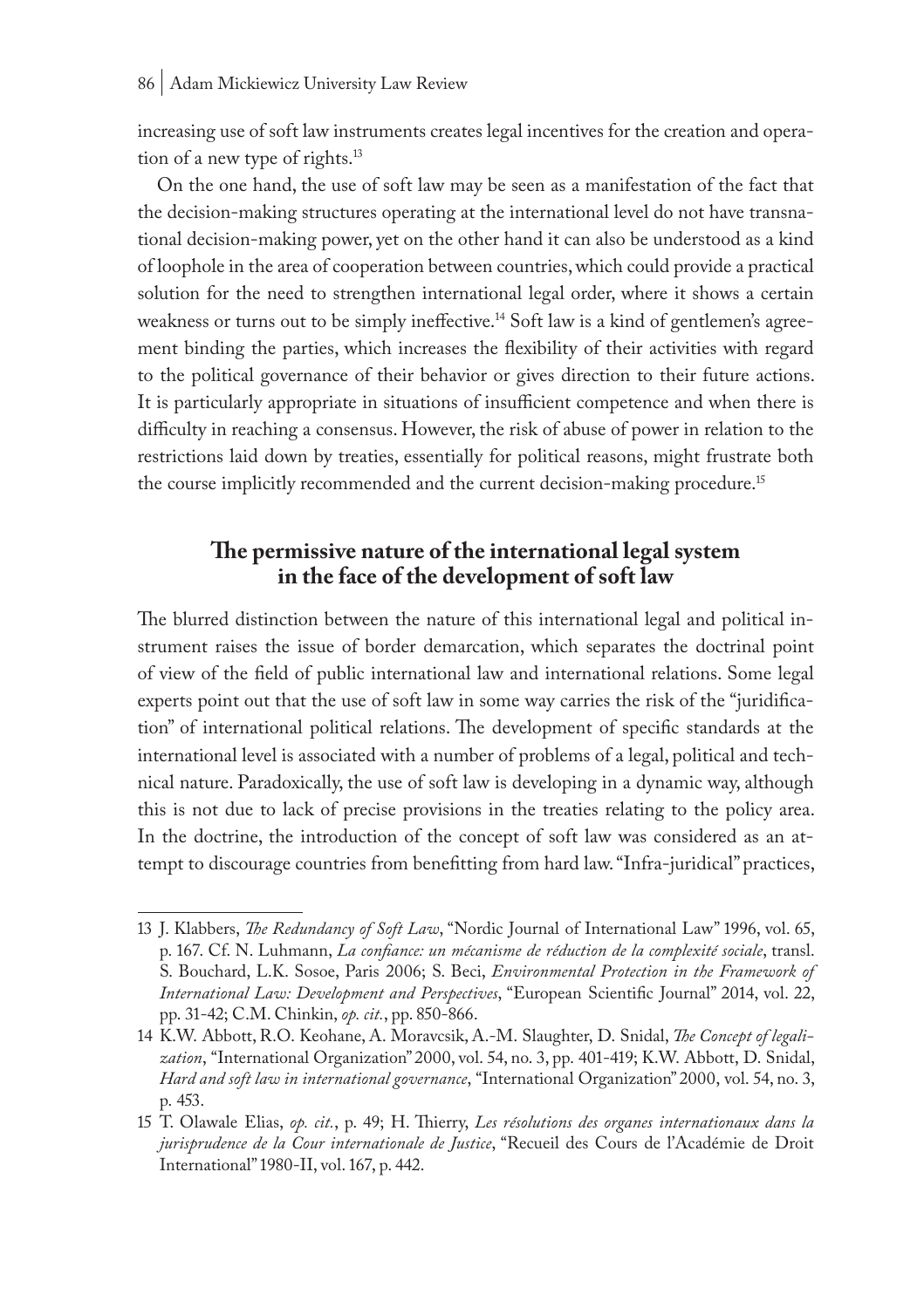increasing use of soft law instruments creates legal incentives for the creation and operation of a new type of rights.[13]

On the one hand, the use of soft law may be seen as a manifestation of the fact that the decision-making structures operating at the international level do not have transnational decision-making power, yet on the other hand it can also be understood as a kind of loophole in the area of cooperation between countries, which could provide a practical solution for the need to strengthen international legal order, where it shows a certain weakness or turns out to be simply ineffective.[14] Soft law is a kind of gentlemen's agreement binding the parties, which increases the flexibility of their activities with regard to the political governance of their behavior or gives direction to their future actions. It is particularly appropriate in situations of insufficient competence and when there is difficulty in reaching a consensus. However, the risk of abuse of power in relation to the restrictions laid down by treaties, essentially for political reasons, might frustrate both the course implicitly recommended and the current decision-making procedure.[15]

## The permissive nature of the international legal system in the face of the development of soft law

The blurred distinction between the nature of this international legal and political instrument raises the issue of border demarcation, which separates the doctrinal point of view of the field of public international law and international relations. Some legal experts point out that the use of soft law in some way carries the risk of the "juridification" of international political relations. The development of specific standards at the international level is associated with a number of problems of a legal, political and technical nature. Paradoxically, the use of soft law is developing in a dynamic way, although this is not due to lack of precise provisions in the treaties relating to the policy area. In the doctrine, the introduction of the concept of soft law was considered as an attempt to discourage countries from benefitting from hard law. "Infra-juridical" practices,

---

13 J. Klabbers, *The Redundancy of Soft Law*, "Nordic Journal of International Law" 1996, vol. 65, p. 167. Cf. N. Luhmann, *La confiance: un mécanisme de réduction de la complexité sociale*, transl. S. Bouchard, L.K. Sosoe, Paris 2006; S. Beci, *Environmental Protection in the Framework of International Law: Development and Perspectives*, "European Scientific Journal" 2014, vol. 22, pp. 31-42; C.M. Chinkin, *op. cit.*, pp. 850-866.

14 K.W. Abbott, R.O. Keohane, A. Moravcsik, A.-M. Slaughter, D. Snidal, *The Concept of legalization*, "International Organization" 2000, vol. 54, no. 3, pp. 401-419; K.W. Abbott, D. Snidal, *Hard and soft law in international governance*, "International Organization" 2000, vol. 54, no. 3, p. 453.

15 T. Olawale Elias, *op. cit.*, p. 49; H. Thierry, *Les résolutions des organes internationaux dans la jurisprudence de la Cour internationale de Justice*, "Recueil des Cours de l'Académie de Droit International" 1980-II, vol. 167, p. 442.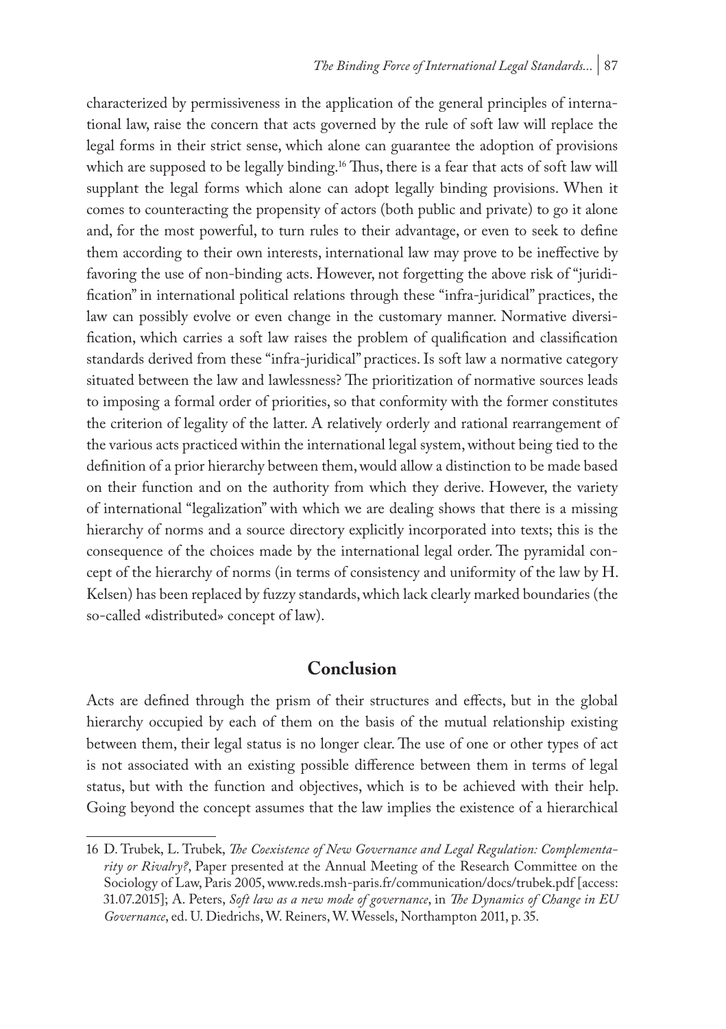characterized by permissiveness in the application of the general principles of international law, raise the concern that acts governed by the rule of soft law will replace the legal forms in their strict sense, which alone can guarantee the adoption of provisions which are supposed to be legally binding.[16] Thus, there is a fear that acts of soft law will supplant the legal forms which alone can adopt legally binding provisions. When it comes to counteracting the propensity of actors (both public and private) to go it alone and, for the most powerful, to turn rules to their advantage, or even to seek to define them according to their own interests, international law may prove to be ineffective by favoring the use of non-binding acts. However, not forgetting the above risk of "juridification" in international political relations through these "infra-juridical" practices, the law can possibly evolve or even change in the customary manner. Normative diversification, which carries a soft law raises the problem of qualification and classification standards derived from these "infra-juridical" practices. Is soft law a normative category situated between the law and lawlessness? The prioritization of normative sources leads to imposing a formal order of priorities, so that conformity with the former constitutes the criterion of legality of the latter. A relatively orderly and rational rearrangement of the various acts practiced within the international legal system, without being tied to the definition of a prior hierarchy between them, would allow a distinction to be made based on their function and on the authority from which they derive. However, the variety of international "legalization" with which we are dealing shows that there is a missing hierarchy of norms and a source directory explicitly incorporated into texts; this is the consequence of the choices made by the international legal order. The pyramidal concept of the hierarchy of norms (in terms of consistency and uniformity of the law by H. Kelsen) has been replaced by fuzzy standards, which lack clearly marked boundaries (the so-called «distributed» concept of law).

## Conclusion

Acts are defined through the prism of their structures and effects, but in the global hierarchy occupied by each of them on the basis of the mutual relationship existing between them, their legal status is no longer clear. The use of one or other types of act is not associated with an existing possible difference between them in terms of legal status, but with the function and objectives, which is to be achieved with their help. Going beyond the concept assumes that the law implies the existence of a hierarchical

---

16 D. Trubek, L. Trubek, *The Coexistence of New Governance and Legal Regulation: Complementarity or Rivalry?*, Paper presented at the Annual Meeting of the Research Committee on the Sociology of Law, Paris 2005, www.reds.msh-paris.fr/communication/docs/trubek.pdf [access: 31.07.2015]; A. Peters, *Soft law as a new mode of governance*, in *The Dynamics of Change in EU Governance*, ed. U. Diedrichs, W. Reiners, W. Wessels, Northampton 2011, p. 35.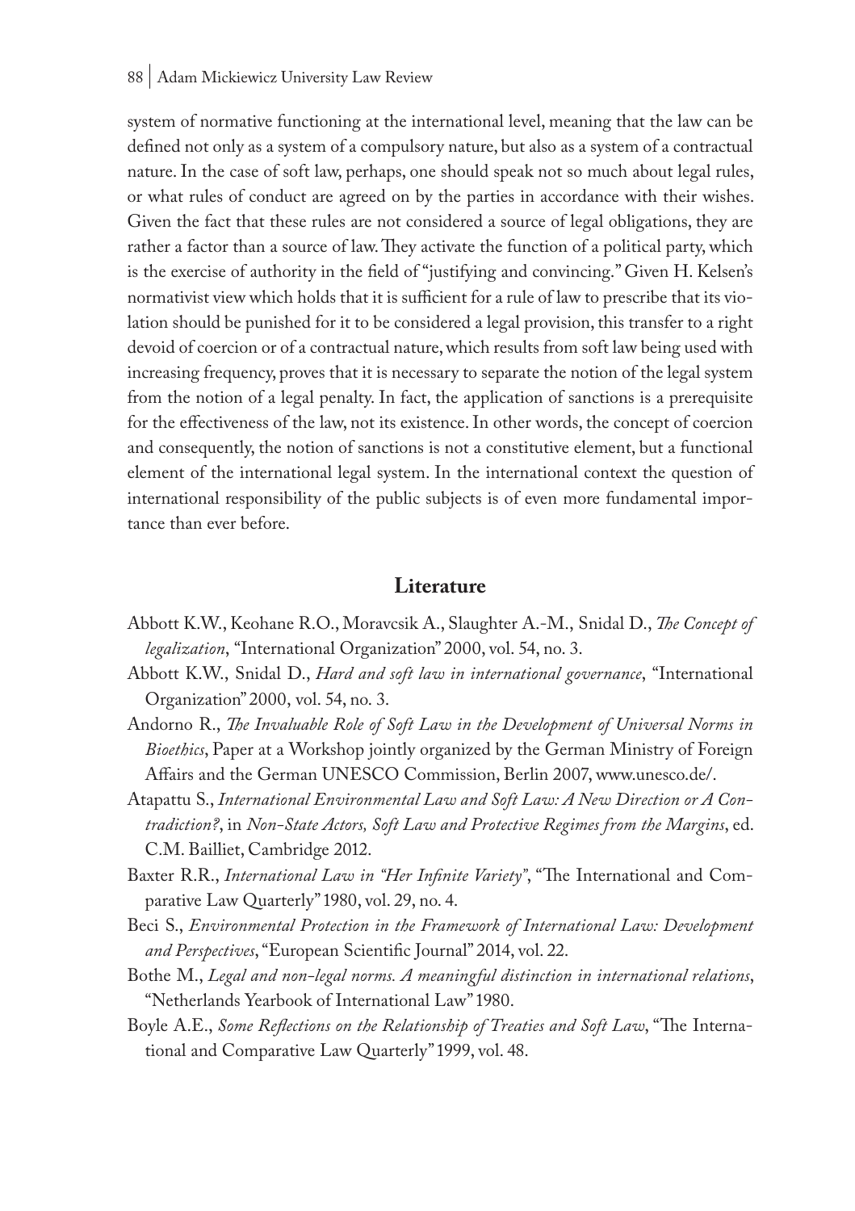system of normative functioning at the international level, meaning that the law can be defined not only as a system of a compulsory nature, but also as a system of a contractual nature. In the case of soft law, perhaps, one should speak not so much about legal rules, or what rules of conduct are agreed on by the parties in accordance with their wishes. Given the fact that these rules are not considered a source of legal obligations, they are rather a factor than a source of law. They activate the function of a political party, which is the exercise of authority in the field of "justifying and convincing." Given H. Kelsen's normativist view which holds that it is sufficient for a rule of law to prescribe that its violation should be punished for it to be considered a legal provision, this transfer to a right devoid of coercion or of a contractual nature, which results from soft law being used with increasing frequency, proves that it is necessary to separate the notion of the legal system from the notion of a legal penalty. In fact, the application of sanctions is a prerequisite for the effectiveness of the law, not its existence. In other words, the concept of coercion and consequently, the notion of sanctions is not a constitutive element, but a functional element of the international legal system. In the international context the question of international responsibility of the public subjects is of even more fundamental importance than ever before.

## Literature

Abbott K.W., Keohane R.O., Moravcsik A., Slaughter A.-M., Snidal D., *The Concept of legalization*, "International Organization" 2000, vol. 54, no. 3.

Abbott K.W., Snidal D., *Hard and soft law in international governance*, "International Organization" 2000, vol. 54, no. 3.

Andorno R., *The Invaluable Role of Soft Law in the Development of Universal Norms in Bioethics*, Paper at a Workshop jointly organized by the German Ministry of Foreign Affairs and the German UNESCO Commission, Berlin 2007, www.unesco.de/.

Atapattu S., *International Environmental Law and Soft Law: A New Direction or A Contradiction?*, in *Non-State Actors, Soft Law and Protective Regimes from the Margins*, ed. C.M. Bailliet, Cambridge 2012.

Baxter R.R., *International Law in "Her Infinite Variety"*, "The International and Comparative Law Quarterly" 1980, vol. 29, no. 4.

Beci S., *Environmental Protection in the Framework of International Law: Development and Perspectives*, "European Scientific Journal" 2014, vol. 22.

Bothe M., *Legal and non-legal norms. A meaningful distinction in international relations*, "Netherlands Yearbook of International Law" 1980.

Boyle A.E., *Some Reflections on the Relationship of Treaties and Soft Law*, "The International and Comparative Law Quarterly" 1999, vol. 48.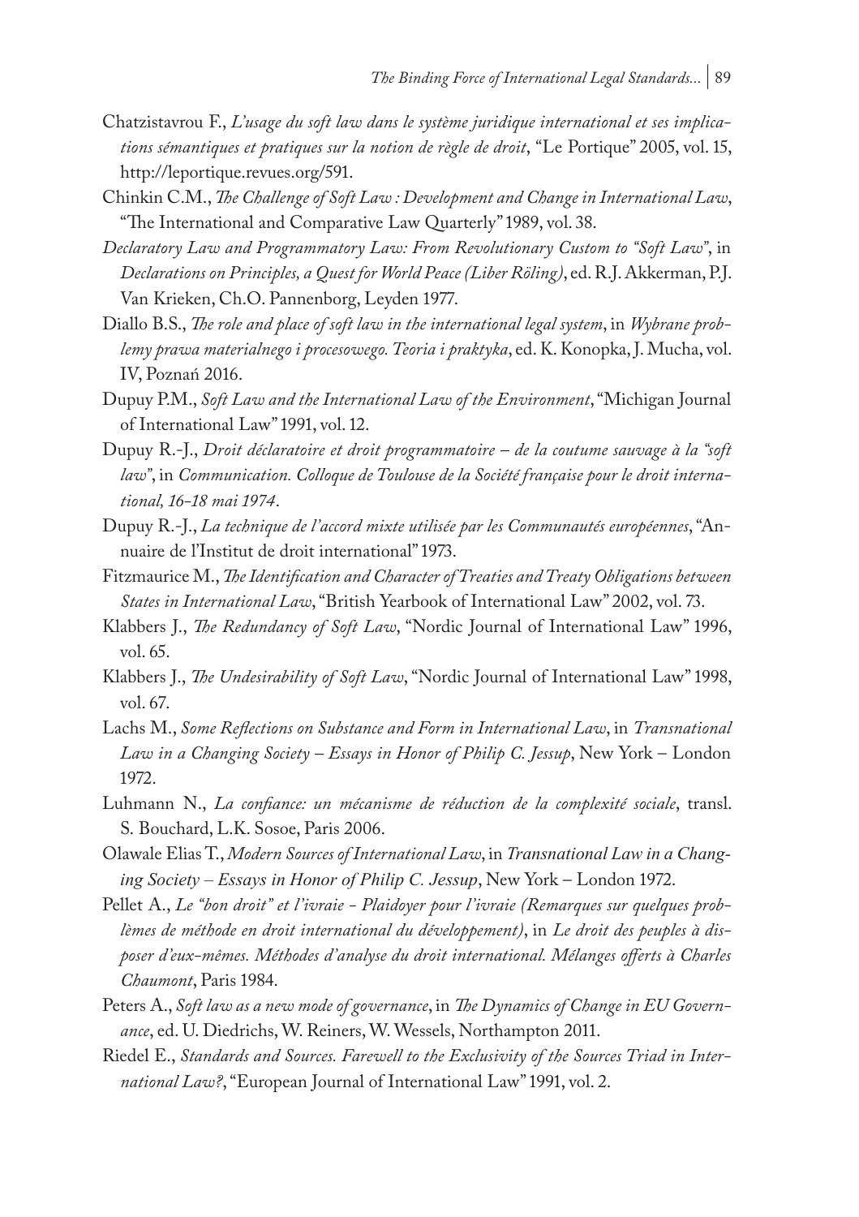Chatzistavrou F., *L'usage du soft law dans le système juridique international et ses implications sémantiques et pratiques sur la notion de règle de droit*, "Le Portique" 2005, vol. 15, http://leportique.revues.org/591.

Chinkin C.M., *The Challenge of Soft Law : Development and Change in International Law*, "The International and Comparative Law Quarterly" 1989, vol. 38.

*Declaratory Law and Programmatory Law: From Revolutionary Custom to "Soft Law"*, in *Declarations on Principles, a Quest for World Peace (Liber Röling)*, ed. R.J. Akkerman, P.J. Van Krieken, Ch.O. Pannenborg, Leyden 1977.

Diallo B.S., *The role and place of soft law in the international legal system*, in *Wybrane problemy prawa materialnego i procesowego. Teoria i praktyka*, ed. K. Konopka, J. Mucha, vol. IV, Poznań 2016.

Dupuy P.M., *Soft Law and the International Law of the Environment*, "Michigan Journal of International Law" 1991, vol. 12.

Dupuy R.-J., *Droit déclaratoire et droit programmatoire – de la coutume sauvage à la "soft law"*, in *Communication. Colloque de Toulouse de la Société française pour le droit international, 16-18 mai 1974*.

Dupuy R.-J., *La technique de l'accord mixte utilisée par les Communautés européennes*, "Annuaire de l'Institut de droit international" 1973.

Fitzmaurice M., *The Identification and Character of Treaties and Treaty Obligations between States in International Law*, "British Yearbook of International Law" 2002, vol. 73.

Klabbers J., *The Redundancy of Soft Law*, "Nordic Journal of International Law" 1996, vol. 65.

Klabbers J., *The Undesirability of Soft Law*, "Nordic Journal of International Law" 1998, vol. 67.

Lachs M., *Some Reflections on Substance and Form in International Law*, in *Transnational Law in a Changing Society – Essays in Honor of Philip C. Jessup*, New York – London 1972.

Luhmann N., *La confiance: un mécanisme de réduction de la complexité sociale*, transl. S. Bouchard, L.K. Sosoe, Paris 2006.

Olawale Elias T., *Modern Sources of International Law*, in *Transnational Law in a Changing Society – Essays in Honor of Philip C. Jessup*, New York – London 1972.

Pellet A., *Le "bon droit" et l'ivraie - Plaidoyer pour l'ivraie (Remarques sur quelques problèmes de méthode en droit international du développement)*, in *Le droit des peuples à disposer d'eux-mêmes. Méthodes d'analyse du droit international. Mélanges offerts à Charles Chaumont*, Paris 1984.

Peters A., *Soft law as a new mode of governance*, in *The Dynamics of Change in EU Governance*, ed. U. Diedrichs, W. Reiners, W. Wessels, Northampton 2011.

Riedel E., *Standards and Sources. Farewell to the Exclusivity of the Sources Triad in International Law?*, "European Journal of International Law" 1991, vol. 2.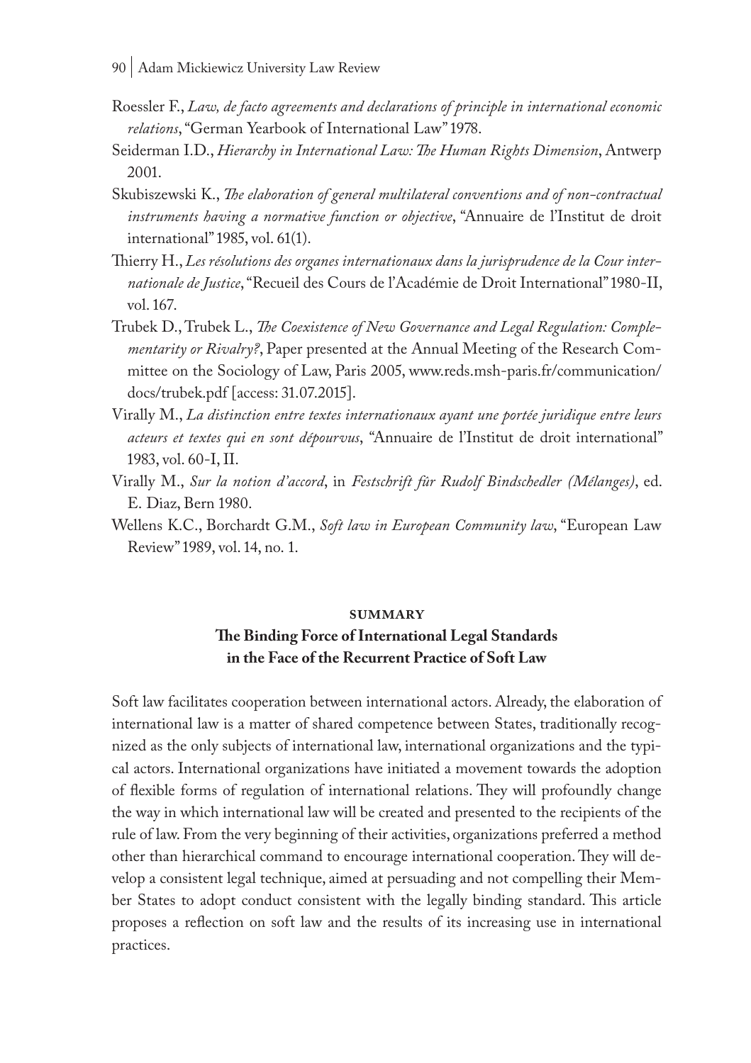Roessler F., *Law, de facto agreements and declarations of principle in international economic relations*, "German Yearbook of International Law" 1978.

Seiderman I.D., *Hierarchy in International Law: The Human Rights Dimension*, Antwerp 2001.

Skubiszewski K., *The elaboration of general multilateral conventions and of non-contractual instruments having a normative function or objective*, "Annuaire de l'Institut de droit international" 1985, vol. 61(1).

Thierry H., *Les résolutions des organes internationaux dans la jurisprudence de la Cour internationale de Justice*, "Recueil des Cours de l'Académie de Droit International" 1980-II, vol. 167.

Trubek D., Trubek L., *The Coexistence of New Governance and Legal Regulation: Complementarity or Rivalry?*, Paper presented at the Annual Meeting of the Research Committee on the Sociology of Law, Paris 2005, www.reds.msh-paris.fr/communication/docs/trubek.pdf [access: 31.07.2015].

Virally M., *La distinction entre textes internationaux ayant une portée juridique entre leurs acteurs et textes qui en sont dépourvus*, "Annuaire de l'Institut de droit international" 1983, vol. 60-I, II.

Virally M., *Sur la notion d'accord*, in *Festschrift für Rudolf Bindschedler (Mélanges)*, ed. E. Diaz, Bern 1980.

Wellens K.C., Borchardt G.M., *Soft law in European Community law*, "European Law Review" 1989, vol. 14, no. 1.

## SUMMARY

### The Binding Force of International Legal Standards in the Face of the Recurrent Practice of Soft Law

Soft law facilitates cooperation between international actors. Already, the elaboration of international law is a matter of shared competence between States, traditionally recognized as the only subjects of international law, international organizations and the typical actors. International organizations have initiated a movement towards the adoption of flexible forms of regulation of international relations. They will profoundly change the way in which international law will be created and presented to the recipients of the rule of law. From the very beginning of their activities, organizations preferred a method other than hierarchical command to encourage international cooperation. They will develop a consistent legal technique, aimed at persuading and not compelling their Member States to adopt conduct consistent with the legally binding standard. This article proposes a reflection on soft law and the results of its increasing use in international practices.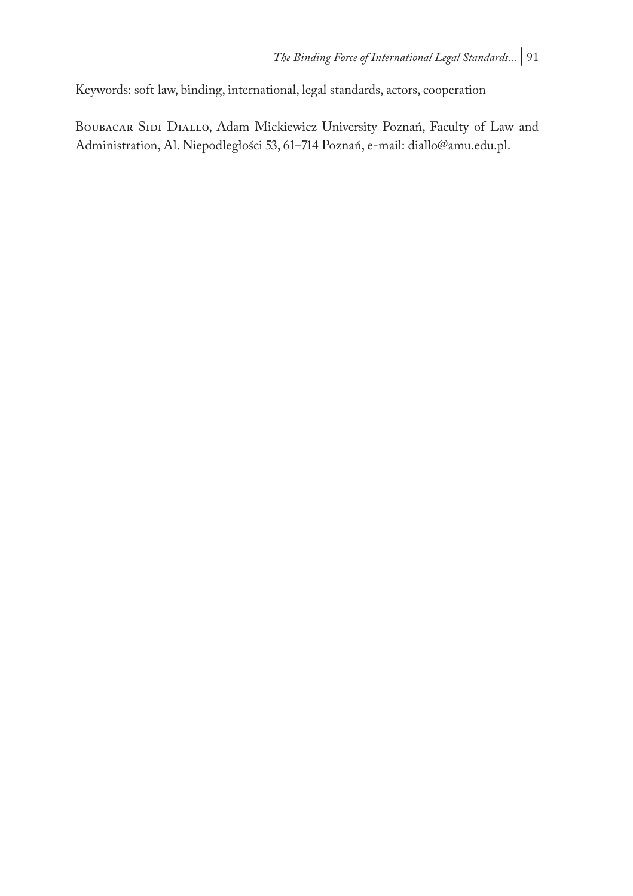Keywords: soft law, binding, international, legal standards, actors, cooperation

Boubacar Sidi Diallo, Adam Mickiewicz University Poznań, Faculty of Law and Administration, Al. Niepodległości 53, 61–714 Poznań, e-mail: diallo@amu.edu.pl.